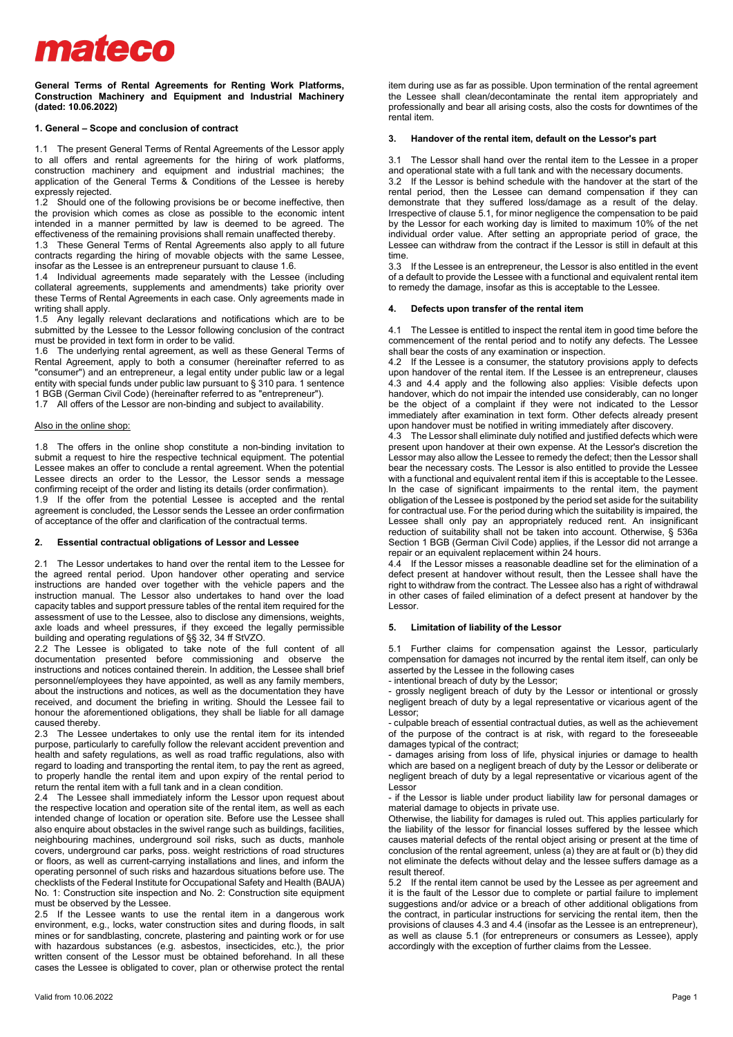# mateco

**General Terms of Rental Agreements for Renting Work Platforms, Construction Machinery and Equipment and Industrial Machinery (dated: 10.06.2022)**

## 1. General – Scope and conclusion of contract

1.1 The present General Terms of Rental Agreements of the Lessor apply to all offers and rental agreements for the hiring of work platforms, construction machinery and equipment and industrial machines; the application of the General Terms & Conditions of the Lessee is hereby expressly rejected.

1.2 Should one of the following provisions be or become ineffective, then the provision which comes as close as possible to the economic intent intended in a manner permitted by law is deemed to be agreed. The effectiveness of the remaining provisions shall remain unaffected thereby.

1.3 These General Terms of Rental Agreements also apply to all future contracts regarding the hiring of movable objects with the same Lessee, insofar as the Lessee is an entrepreneur pursuant to clause 1.6.

1.4 Individual agreements made separately with the Lessee (including collateral agreements, supplements and amendments) take priority over these Terms of Rental Agreements in each case. Only agreements made in writing shall apply.

1.5 Any legally relevant declarations and notifications which are to be submitted by the Lessee to the Lessor following conclusion of the contract must be provided in text form in order to be valid.

1.6 The underlying rental agreement, as well as these General Terms of Rental Agreement, apply to both a consumer (hereinafter referred to as "consumer") and an entrepreneur, a legal entity under public law or a legal entity with special funds under public law pursuant to § 310 para. 1 sentence 1 BGB (German Civil Code) (hereinafter referred to as "entrepreneur").

1.7 All offers of the Lessor are non-binding and subject to availability.

Also in the online shop:

1.8 The offers in the online shop constitute a non-binding invitation to submit a request to hire the respective technical equipment. The potential Lessee makes an offer to conclude a rental agreement. When the potential Lessee directs an order to the Lessor, the Lessor sends a message confirming receipt of the order and listing its details (order confirmation).

1.9 If the offer from the potential Lessee is accepted and the rental agreement is concluded, the Lessor sends the Lessee an order confirmation of acceptance of the offer and clarification of the contractual terms.

## 2. Essential contractual obligations of Lessor and Lessee

2.1 The Lessor undertakes to hand over the rental item to the Lessee for the agreed rental period. Upon handover other operating and service instructions are handed over together with the vehicle papers and the instruction manual. The Lessor also undertakes to hand over the load capacity tables and support pressure tables of the rental item required for the assessment of use to the Lessee, also to disclose any dimensions, weights, axle loads and wheel pressures, if they exceed the legally permissible building and operating regulations of §§ 32, 34 ff StVZO.

2.2 The Lessee is obligated to take note of the full content of all documentation presented before commissioning and observe the instructions and notices contained therein. In addition, the Lessee shall brief personnel/employees they have appointed, as well as any family members, about the instructions and notices, as well as the documentation they have received, and document the briefing in writing. Should the Lessee fail to honour the aforementioned obligations, they shall be liable for all damage caused thereby.

2.3 The Lessee undertakes to only use the rental item for its intended purpose, particularly to carefully follow the relevant accident prevention and health and safety regulations, as well as road traffic regulations, also with regard to loading and transporting the rental item, to pay the rent as agreed, to properly handle the rental item and upon expiry of the rental period to return the rental item with a full tank and in a clean condition.

2.4 The Lessee shall immediately inform the Lessor upon request about the respective location and operation site of the rental item, as well as each intended change of location or operation site. Before use the Lessee shall also enquire about obstacles in the swivel range such as buildings, facilities, neighbouring machines, underground soil risks, such as ducts, manhole covers, underground car parks, poss. weight restrictions of road structures or floors, as well as current-carrying installations and lines, and inform the operating personnel of such risks and hazardous situations before use. The checklists of the Federal Institute for Occupational Safety and Health (BAUA) No. 1: Construction site inspection and No. 2: Construction site equipment must be observed by the Lessee.

2.5 If the Lessee wants to use the rental item in a dangerous work environment, e.g., locks, water construction sites and during floods, in salt mines or for sandblasting, concrete, plastering and painting work or for use with hazardous substances (e.g. asbestos, insecticides, etc.), the prior written consent of the Lessor must be obtained beforehand. In all these cases the Lessee is obligated to cover, plan or otherwise protect the rental item during use as far as possible. Upon termination of the rental agreement the Lessee shall clean/decontaminate the rental item appropriately and professionally and bear all arising costs, also the costs for downtimes of the rental item.

## 3. Handover of the rental item, default on the Lessor's part

3.1 The Lessor shall hand over the rental item to the Lessee in a proper and operational state with a full tank and with the necessary documents.

3.2 If the Lessor is behind schedule with the handover at the start of the rental period, then the Lessee can demand compensation if they can demonstrate that they suffered loss/damage as a result of the delay. Irrespective of clause 5.1, for minor negligence the compensation to be paid by the Lessor for each working day is limited to maximum 10% of the net individual order value. After setting an appropriate period of grace, the Lessee can withdraw from the contract if the Lessor is still in default at this time.

3.3 If the Lessee is an entrepreneur, the Lessor is also entitled in the event of a default to provide the Lessee with a functional and equivalent rental item to remedy the damage, insofar as this is acceptable to the Lessee.

## 4. Defects upon transfer of the rental item

4.1 The Lessee is entitled to inspect the rental item in good time before the commencement of the rental period and to notify any defects. The Lessee shall bear the costs of any examination or inspection.

4.2 If the Lessee is a consumer, the statutory provisions apply to defects upon handover of the rental item. If the Lessee is an entrepreneur, clauses 4.3 and 4.4 apply and the following also applies: Visible defects upon handover, which do not impair the intended use considerably, can no longer be the object of a complaint if they were not indicated to the Lessor immediately after examination in text form. Other defects already present upon handover must be notified in writing immediately after discovery.

4.3 The Lessor shall eliminate duly notified and justified defects which were present upon handover at their own expense. At the Lessor's discretion the Lessor may also allow the Lessee to remedy the defect; then the Lessor shall bear the necessary costs. The Lessor is also entitled to provide the Lessee with a functional and equivalent rental item if this is acceptable to the Lessee. In the case of significant impairments to the rental item, the payment obligation of the Lessee is postponed by the period set aside for the suitability for contractual use. For the period during which the suitability is impaired, the Lessee shall only pay an appropriately reduced rent. An insignificant reduction of suitability shall not be taken into account. Otherwise, § 536a Section 1 BGB (German Civil Code) applies, if the Lessor did not arrange a repair or an equivalent replacement within 24 hours.

4.4 If the Lessor misses a reasonable deadline set for the elimination of a defect present at handover without result, then the Lessee shall have the right to withdraw from the contract. The Lessee also has a right of withdrawal in other cases of failed elimination of a defect present at handover by the Lessor.

## 5. Limitation of liability of the Lessor

5.1 Further claims for compensation against the Lessor, particularly compensation for damages not incurred by the rental item itself, can only be asserted by the Lessee in the following cases

- intentional breach of duty by the Lessor;
- grossly negligent breach of duty by the Lessor or intentional or grossly negligent breach of duty by a legal representative or vicarious agent of the Lessor;
- culpable breach of essential contractual duties, as well as the achievement of the purpose of the contract is at risk, with regard to the foreseeable damages typical of the contract;
- damages arising from loss of life, physical injuries or damage to health which are based on a negligent breach of duty by the Lessor or deliberate or negligent breach of duty by a legal representative or vicarious agent of the Lessor
- if the Lessor is liable under product liability law for personal damages or material damage to objects in private use.

Otherwise, the liability for damages is ruled out. This applies particularly for the liability of the lessor for financial losses suffered by the lessee which causes material defects of the rental object arising or present at the time of conclusion of the rental agreement, unless (a) they are at fault or (b) they did not eliminate the defects without delay and the lessee suffers damage as a result thereof.

5.2 If the rental item cannot be used by the Lessee as per agreement and it is the fault of the Lessor due to complete or partial failure to implement suggestions and/or advice or a breach of other additional obligations from the contract, in particular instructions for servicing the rental item, then the provisions of clauses 4.3 and 4.4 (insofar as the Lessee is an entrepreneur), as well as clause 5.1 (for entrepreneurs or consumers as Lessee), apply accordingly with the exception of further claims from the Lessee.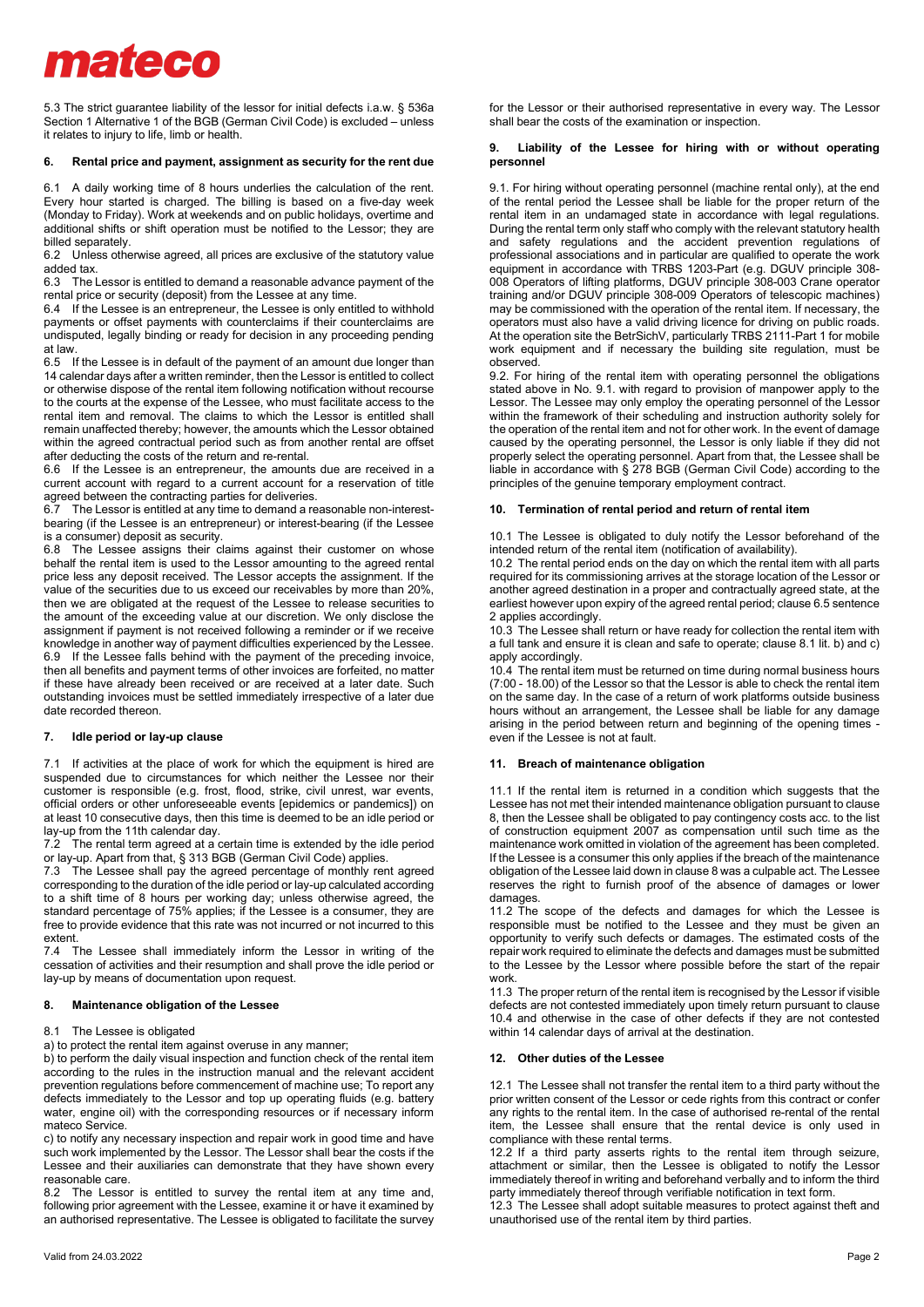5.3 The strict guarantee liability of the lessor for initial defects i.a.w. § 536a Section 1 Alternative 1 of the BGB (German Civil Code) is excluded – unless it relates to injury to life, limb or health.

## 6. Rental price and payment, assignment as security for the rent due

6.1 A daily working time of 8 hours underlies the calculation of the rent. Every hour started is charged. The billing is based on a five-day week (Monday to Friday). Work at weekends and on public holidays, overtime and additional shifts or shift operation must be notified to the Lessor; they are billed separately.

6.2 Unless otherwise agreed, all prices are exclusive of the statutory value added tax.

6.3 The Lessor is entitled to demand a reasonable advance payment of the rental price or security (deposit) from the Lessee at any time.

6.4 If the Lessee is an entrepreneur, the Lessee is only entitled to withhold payments or offset payments with counterclaims if their counterclaims are undisputed, legally binding or ready for decision in any proceeding pending at law.

6.5 If the Lessee is in default of the payment of an amount due longer than 14 calendar days after a written reminder, then the Lessor is entitled to collect or otherwise dispose of the rental item following notification without recourse to the courts at the expense of the Lessee, who must facilitate access to the rental item and removal. The claims to which the Lessor is entitled shall remain unaffected thereby; however, the amounts which the Lessor obtained within the agreed contractual period such as from another rental are offset after deducting the costs of the return and re-rental.

6.6 If the Lessee is an entrepreneur, the amounts due are received in a current account with regard to a current account for a reservation of title agreed between the contracting parties for deliveries.

6.7 The Lessor is entitled at any time to demand a reasonable non-interest-bearing (if the Lessee is an entrepreneur) or interest-bearing (if the Lessee is a consumer) deposit as security.

6.8 The Lessee assigns their claims against their customer on whose behalf the rental item is used to the Lessor amounting to the agreed rental price less any deposit received. The Lessor accepts the assignment. If the value of the securities due to us exceed our receivables by more than 20%, then we are obligated at the request of the Lessee to release securities to the amount of the exceeding value at our discretion. We only disclose the assignment if payment is not received following a reminder or if we receive knowledge in another way of payment difficulties experienced by the Lessee.

6.9 If the Lessee falls behind with the payment of the preceding invoice, then all benefits and payment terms of other invoices are forfeited, no matter if these have already been received or are received at a later date. Such outstanding invoices must be settled immediately irrespective of a later due date recorded thereon.

## 7. Idle period or lay-up clause

7.1 If activities at the place of work for which the equipment is hired are suspended due to circumstances for which neither the Lessee nor their customer is responsible (e.g. frost, flood, strike, civil unrest, war events, official orders or other unforeseeable events [epidemics or pandemics]) on at least 10 consecutive days, then this time is deemed to be an idle period or lay-up from the 11th calendar day.

7.2 The rental term agreed at a certain time is extended by the idle period or lay-up. Apart from that, § 313 BGB (German Civil Code) applies.

7.3 The Lessee shall pay the agreed percentage of monthly rent agreed corresponding to the duration of the idle period or lay-up calculated according to a shift time of 8 hours per working day; unless otherwise agreed, the standard percentage of 75% applies; if the Lessee is a consumer, they are free to provide evidence that this rate was not incurred or not incurred to this extent.

7.4 The Lessee shall immediately inform the Lessor in writing of the cessation of activities and their resumption and shall prove the idle period or lay-up by means of documentation upon request.

## 8. Maintenance obligation of the Lessee

8.1 The Lessee is obligated

a) to protect the rental item against overuse in any manner;

b) to perform the daily visual inspection and function check of the rental item according to the rules in the instruction manual and the relevant accident prevention regulations before commencement of machine use; To report any defects immediately to the Lessor and top up operating fluids (e.g. battery water, engine oil) with the corresponding resources or if necessary inform mateco Service.

c) to notify any necessary inspection and repair work in good time and have such work implemented by the Lessor. The Lessor shall bear the costs if the Lessee and their auxiliaries can demonstrate that they have shown every reasonable care.

8.2 The Lessor is entitled to survey the rental item at any time and, following prior agreement with the Lessee, examine it or have it examined by an authorised representative. The Lessee is obligated to facilitate the survey for the Lessor or their authorised representative in every way. The Lessor shall bear the costs of the examination or inspection.

## 9. Liability of the Lessee for hiring with or without operating personnel

9.1. For hiring without operating personnel (machine rental only), at the end of the rental period the Lessee shall be liable for the proper return of the rental item in an undamaged state in accordance with legal regulations. During the rental term only staff who comply with the relevant statutory health and safety regulations and the accident prevention regulations of professional associations and in particular are qualified to operate the work equipment in accordance with TRBS 1203-Part (e.g. DGUV principle 308-008 Operators of lifting platforms, DGUV principle 308-003 Crane operator training and/or DGUV principle 308-009 Operators of telescopic machines) may be commissioned with the operation of the rental item. If necessary, the operators must also have a valid driving licence for driving on public roads. At the operation site the BetrSichV, particularly TRBS 2111-Part 1 for mobile work equipment and if necessary the building site regulation, must be observed.

9.2. For hiring of the rental item with operating personnel the obligations stated above in No. 9.1. with regard to provision of manpower apply to the Lessor. The Lessee may only employ the operating personnel of the Lessor within the framework of their scheduling and instruction authority solely for the operation of the rental item and not for other work. In the event of damage caused by the operating personnel, the Lessor is only liable if they did not properly select the operating personnel. Apart from that, the Lessee shall be liable in accordance with § 278 BGB (German Civil Code) according to the principles of the genuine temporary employment contract.

## 10. Termination of rental period and return of rental item

10.1 The Lessee is obligated to duly notify the Lessor beforehand of the intended return of the rental item (notification of availability).

10.2 The rental period ends on the day on which the rental item with all parts required for its commissioning arrives at the storage location of the Lessor or another agreed destination in a proper and contractually agreed state, at the earliest however upon expiry of the agreed rental period; clause 6.5 sentence 2 applies accordingly.

10.3 The Lessee shall return or have ready for collection the rental item with a full tank and ensure it is clean and safe to operate; clause 8.1 lit. b) and c) apply accordingly.

10.4 The rental item must be returned on time during normal business hours (7:00 - 18.00) of the Lessor so that the Lessor is able to check the rental item on the same day. In the case of a return of work platforms outside business hours without an arrangement, the Lessee shall be liable for any damage arising in the period between return and beginning of the opening times - even if the Lessee is not at fault.

## 11. Breach of maintenance obligation

11.1 If the rental item is returned in a condition which suggests that the Lessee has not met their intended maintenance obligation pursuant to clause 8, then the Lessee shall be obligated to pay contingency costs acc. to the list of construction equipment 2007 as compensation until such time as the maintenance work omitted in violation of the agreement has been completed. If the Lessee is a consumer this only applies if the breach of the maintenance obligation of the Lessee laid down in clause 8 was a culpable act. The Lessee reserves the right to furnish proof of the absence of damages or lower damages.

11.2 The scope of the defects and damages for which the Lessee is responsible must be notified to the Lessee and they must be given an opportunity to verify such defects or damages. The estimated costs of the repair work required to eliminate the defects and damages must be submitted to the Lessee by the Lessor where possible before the start of the repair work.

11.3 The proper return of the rental item is recognised by the Lessor if visible defects are not contested immediately upon timely return pursuant to clause 10.4 and otherwise in the case of other defects if they are not contested within 14 calendar days of arrival at the destination.

## 12. Other duties of the Lessee

12.1 The Lessee shall not transfer the rental item to a third party without the prior written consent of the Lessor or cede rights from this contract or confer any rights to the rental item. In the case of authorised re-rental of the rental item, the Lessee shall ensure that the rental device is only used in compliance with these rental terms.

12.2 If a third party asserts rights to the rental item through seizure, attachment or similar, then the Lessee is obligated to notify the Lessor immediately thereof in writing and beforehand verbally and to inform the third party immediately thereof through verifiable notification in text form.

12.3 The Lessee shall adopt suitable measures to protect against theft and unauthorised use of the rental item by third parties.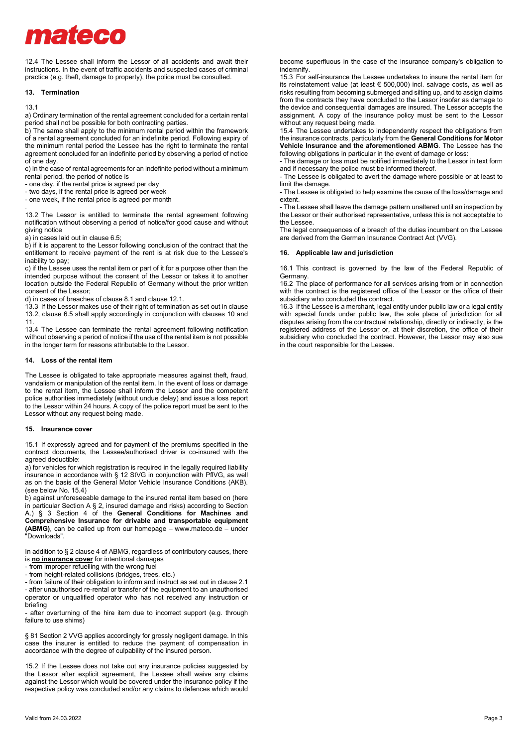12.4 The Lessee shall inform the Lessor of all accidents and await their instructions. In the event of traffic accidents and suspected cases of criminal practice (e.g. theft, damage to property), the police must be consulted.

#### 13. Termination

13.1

a) Ordinary termination of the rental agreement concluded for a certain rental period shall not be possible for both contracting parties.

b) The same shall apply to the minimum rental period within the framework of a rental agreement concluded for an indefinite period. Following expiry of the minimum rental period the Lessee has the right to terminate the rental agreement concluded for an indefinite period by observing a period of notice of one day.

c) In the case of rental agreements for an indefinite period without a minimum rental period, the period of notice is

- one day, if the rental price is agreed per day
- two days, if the rental price is agreed per week
- one week, if the rental price is agreed per month

.

13.2 The Lessor is entitled to terminate the rental agreement following notification without observing a period of notice/for good cause and without giving notice

a) in cases laid out in clause 6.5;

b) if it is apparent to the Lessor following conclusion of the contract that the entitlement to receive payment of the rent is at risk due to the Lessee's inability to pay;

c) if the Lessee uses the rental item or part of it for a purpose other than the intended purpose without the consent of the Lessor or takes it to another location outside the Federal Republic of Germany without the prior written consent of the Lessor;

d) in cases of breaches of clause 8.1 and clause 12.1.

13.3 If the Lessor makes use of their right of termination as set out in clause 13.2, clause 6.5 shall apply accordingly in conjunction with clauses 10 and 11.

13.4 The Lessee can terminate the rental agreement following notification without observing a period of notice if the use of the rental item is not possible in the longer term for reasons attributable to the Lessor.

#### 14. Loss of the rental item

The Lessee is obligated to take appropriate measures against theft, fraud, vandalism or manipulation of the rental item. In the event of loss or damage to the rental item, the Lessee shall inform the Lessor and the competent police authorities immediately (without undue delay) and issue a loss report to the Lessor within 24 hours. A copy of the police report must be sent to the Lessor without any request being made.

#### 15. Insurance cover

15.1 If expressly agreed and for payment of the premiums specified in the contract documents, the Lessee/authorised driver is co-insured with the agreed deductible:

a) for vehicles for which registration is required in the legally required liability insurance in accordance with § 12 StVG in conjunction with PflVG, as well as on the basis of the General Motor Vehicle Insurance Conditions (AKB). (see below No. 15.4)

b) against unforeseeable damage to the insured rental item based on (here in particular Section A § 2, insured damage and risks) according to Section A.) § 3 Section 4 of the **General Conditions for Machines and Comprehensive Insurance for drivable and transportable equipment (ABMG)**, can be called up from our homepage – www.mateco.de – under "Downloads".

In addition to § 2 clause 4 of ABMG, regardless of contributory causes, there is **<u>no insurance cover</u>** for intentional damages

- from improper refuelling with the wrong fuel
- from height-related collisions (bridges, trees, etc.)
- from failure of their obligation to inform and instruct as set out in clause 2.1
- after unauthorised re-rental or transfer of the equipment to an unauthorised operator or unqualified operator who has not received any instruction or briefing
- after overturning of the hire item due to incorrect support (e.g. through failure to use shims)

§ 81 Section 2 VVG applies accordingly for grossly negligent damage. In this case the insurer is entitled to reduce the payment of compensation in accordance with the degree of culpability of the insured person.

15.2 If the Lessee does not take out any insurance policies suggested by the Lessor after explicit agreement, the Lessee shall waive any claims against the Lessor which would be covered under the insurance policy if the respective policy was concluded and/or any claims to defences which would become superfluous in the case of the insurance company's obligation to indemnify.

15.3 For self-insurance the Lessee undertakes to insure the rental item for its reinstatement value (at least € 500,000) incl. salvage costs, as well as risks resulting from becoming submerged and silting up, and to assign claims from the contracts they have concluded to the Lessor insofar as damage to the device and consequential damages are insured. The Lessor accepts the assignment. A copy of the insurance policy must be sent to the Lessor without any request being made.

15.4 The Lessee undertakes to independently respect the obligations from the insurance contracts, particularly from the **General Conditions for Motor Vehicle Insurance and the aforementioned ABMG**. The Lessee has the following obligations in particular in the event of damage or loss:

- The damage or loss must be notified immediately to the Lessor in text form and if necessary the police must be informed thereof.
- The Lessee is obligated to avert the damage where possible or at least to limit the damage.
- The Lessee is obligated to help examine the cause of the loss/damage and extent.
- The Lessee shall leave the damage pattern unaltered until an inspection by the Lessor or their authorised representative, unless this is not acceptable to the Lessee.

The legal consequences of a breach of the duties incumbent on the Lessee are derived from the German Insurance Contract Act (VVG).

#### 16. Applicable law and jurisdiction

16.1 This contract is governed by the law of the Federal Republic of Germany.

16.2 The place of performance for all services arising from or in connection with the contract is the registered office of the Lessor or the office of their subsidiary who concluded the contract.

16.3 If the Lessee is a merchant, legal entity under public law or a legal entity with special funds under public law, the sole place of jurisdiction for all disputes arising from the contractual relationship, directly or indirectly, is the registered address of the Lessor or, at their discretion, the office of their subsidiary who concluded the contract. However, the Lessor may also sue in the court responsible for the Lessee.

Valid from 24.03.2022